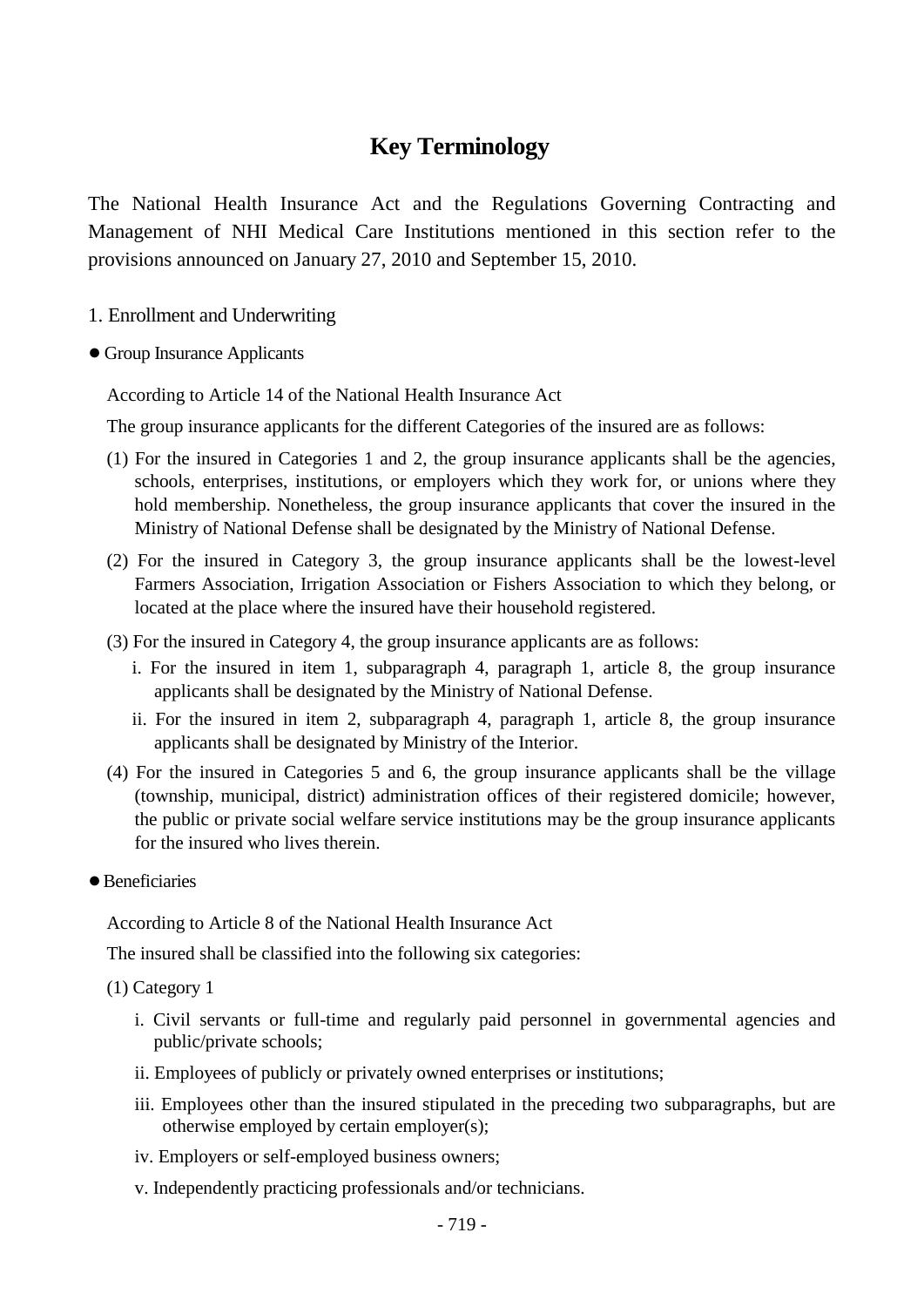# Key Terminology

The National Health Insurance Act and the Regulations Governing Contracting and Management of NHI Medical Care Institutions mentioned in this section refer to the provisions announced on January 27, 2010 and September 15, 2010.

## 1. Enrollment and Underwriting

● Group Insurance Applicants

According to Article 14 of the National Health Insurance Act

The group insurance applicants for the different Categories of the insured are as follows:

(1) For the insured in Categories 1 and 2, the group insurance applicants shall be the agencies, schools, enterprises, institutions, or employers which they work for, or unions where they hold membership. Nonetheless, the group insurance applicants that cover the insured in the Ministry of National Defense shall be designated by the Ministry of National Defense.

(2) For the insured in Category 3, the group insurance applicants shall be the lowest-level Farmers Association, Irrigation Association or Fishers Association to which they belong, or located at the place where the insured have their household registered.

(3) For the insured in Category 4, the group insurance applicants are as follows:

i. For the insured in item 1, subparagraph 4, paragraph 1, article 8, the group insurance applicants shall be designated by the Ministry of National Defense.

ii. For the insured in item 2, subparagraph 4, paragraph 1, article 8, the group insurance applicants shall be designated by Ministry of the Interior.

(4) For the insured in Categories 5 and 6, the group insurance applicants shall be the village (township, municipal, district) administration offices of their registered domicile; however, the public or private social welfare service institutions may be the group insurance applicants for the insured who lives therein.

● Beneficiaries

According to Article 8 of the National Health Insurance Act

The insured shall be classified into the following six categories:

(1) Category 1

i. Civil servants or full-time and regularly paid personnel in governmental agencies and public/private schools;

ii. Employees of publicly or privately owned enterprises or institutions;

iii. Employees other than the insured stipulated in the preceding two subparagraphs, but are otherwise employed by certain employer(s);

iv. Employers or self-employed business owners;

v. Independently practicing professionals and/or technicians.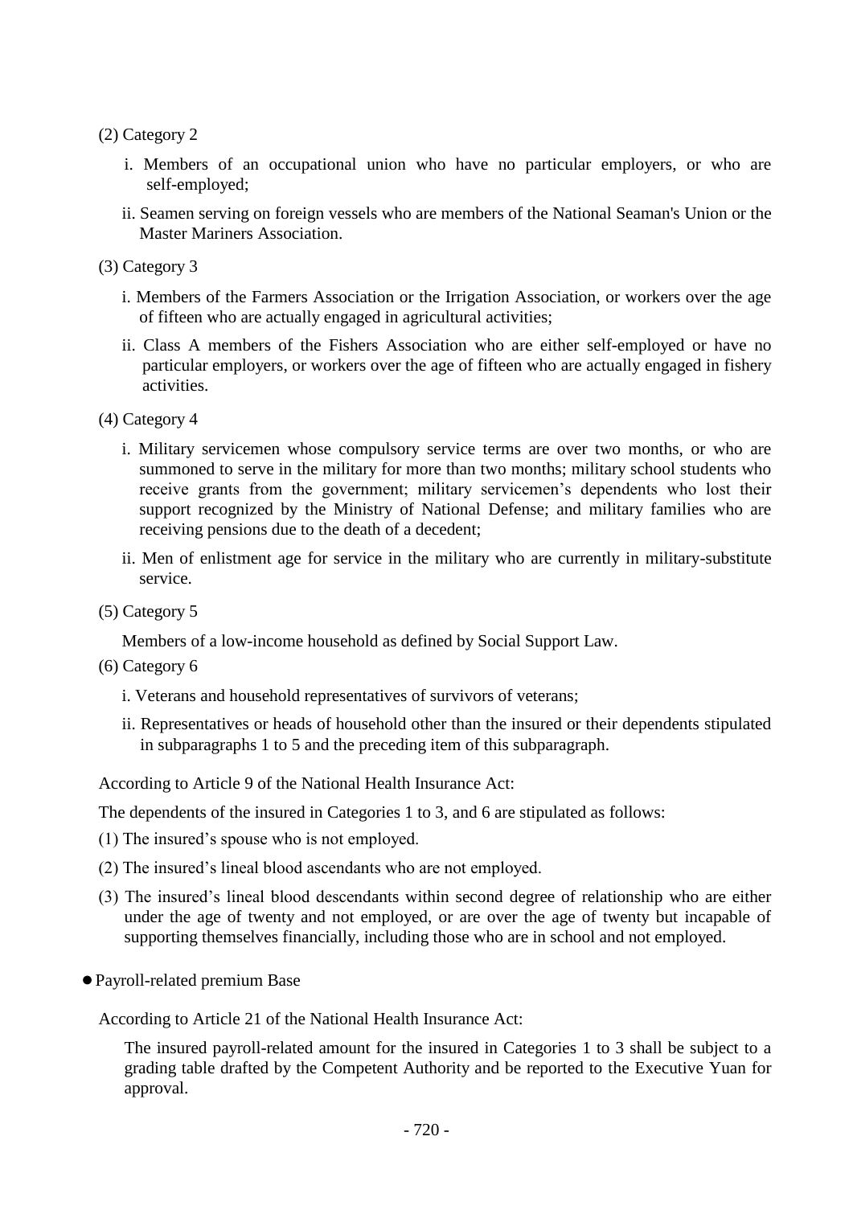(2) Category 2

i. Members of an occupational union who have no particular employers, or who are self-employed;

ii. Seamen serving on foreign vessels who are members of the National Seaman's Union or the Master Mariners Association.

(3) Category 3

i. Members of the Farmers Association or the Irrigation Association, or workers over the age of fifteen who are actually engaged in agricultural activities;

ii. Class A members of the Fishers Association who are either self-employed or have no particular employers, or workers over the age of fifteen who are actually engaged in fishery activities.

(4) Category 4

i. Military servicemen whose compulsory service terms are over two months, or who are summoned to serve in the military for more than two months; military school students who receive grants from the government; military servicemen's dependents who lost their support recognized by the Ministry of National Defense; and military families who are receiving pensions due to the death of a decedent;

ii. Men of enlistment age for service in the military who are currently in military-substitute service.

(5) Category 5

Members of a low-income household as defined by Social Support Law.

(6) Category 6

i. Veterans and household representatives of survivors of veterans;

ii. Representatives or heads of household other than the insured or their dependents stipulated in subparagraphs 1 to 5 and the preceding item of this subparagraph.

According to Article 9 of the National Health Insurance Act:

The dependents of the insured in Categories 1 to 3, and 6 are stipulated as follows:

(1) The insured's spouse who is not employed.

(2) The insured's lineal blood ascendants who are not employed.

(3) The insured's lineal blood descendants within second degree of relationship who are either under the age of twenty and not employed, or are over the age of twenty but incapable of supporting themselves financially, including those who are in school and not employed.

- Payroll-related premium Base

According to Article 21 of the National Health Insurance Act:

The insured payroll-related amount for the insured in Categories 1 to 3 shall be subject to a grading table drafted by the Competent Authority and be reported to the Executive Yuan for approval.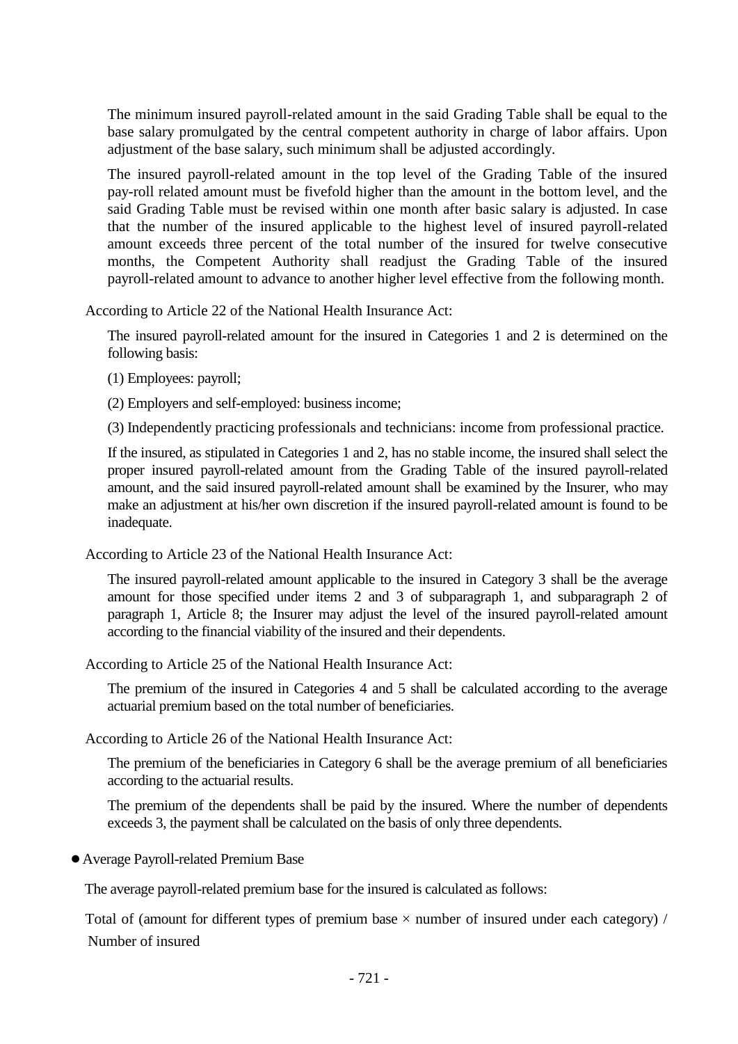The minimum insured payroll-related amount in the said Grading Table shall be equal to the base salary promulgated by the central competent authority in charge of labor affairs. Upon adjustment of the base salary, such minimum shall be adjusted accordingly.

The insured payroll-related amount in the top level of the Grading Table of the insured pay-roll related amount must be fivefold higher than the amount in the bottom level, and the said Grading Table must be revised within one month after basic salary is adjusted. In case that the number of the insured applicable to the highest level of insured payroll-related amount exceeds three percent of the total number of the insured for twelve consecutive months, the Competent Authority shall readjust the Grading Table of the insured payroll-related amount to advance to another higher level effective from the following month.

According to Article 22 of the National Health Insurance Act:

The insured payroll-related amount for the insured in Categories 1 and 2 is determined on the following basis:

(1) Employees: payroll;

(2) Employers and self-employed: business income;

(3) Independently practicing professionals and technicians: income from professional practice.

If the insured, as stipulated in Categories 1 and 2, has no stable income, the insured shall select the proper insured payroll-related amount from the Grading Table of the insured payroll-related amount, and the said insured payroll-related amount shall be examined by the Insurer, who may make an adjustment at his/her own discretion if the insured payroll-related amount is found to be inadequate.

According to Article 23 of the National Health Insurance Act:

The insured payroll-related amount applicable to the insured in Category 3 shall be the average amount for those specified under items 2 and 3 of subparagraph 1, and subparagraph 2 of paragraph 1, Article 8; the Insurer may adjust the level of the insured payroll-related amount according to the financial viability of the insured and their dependents.

According to Article 25 of the National Health Insurance Act:

The premium of the insured in Categories 4 and 5 shall be calculated according to the average actuarial premium based on the total number of beneficiaries.

According to Article 26 of the National Health Insurance Act:

The premium of the beneficiaries in Category 6 shall be the average premium of all beneficiaries according to the actuarial results.

The premium of the dependents shall be paid by the insured. Where the number of dependents exceeds 3, the payment shall be calculated on the basis of only three dependents.

- Average Payroll-related Premium Base

The average payroll-related premium base for the insured is calculated as follows:

Total of (amount for different types of premium base × number of insured under each category) / Number of insured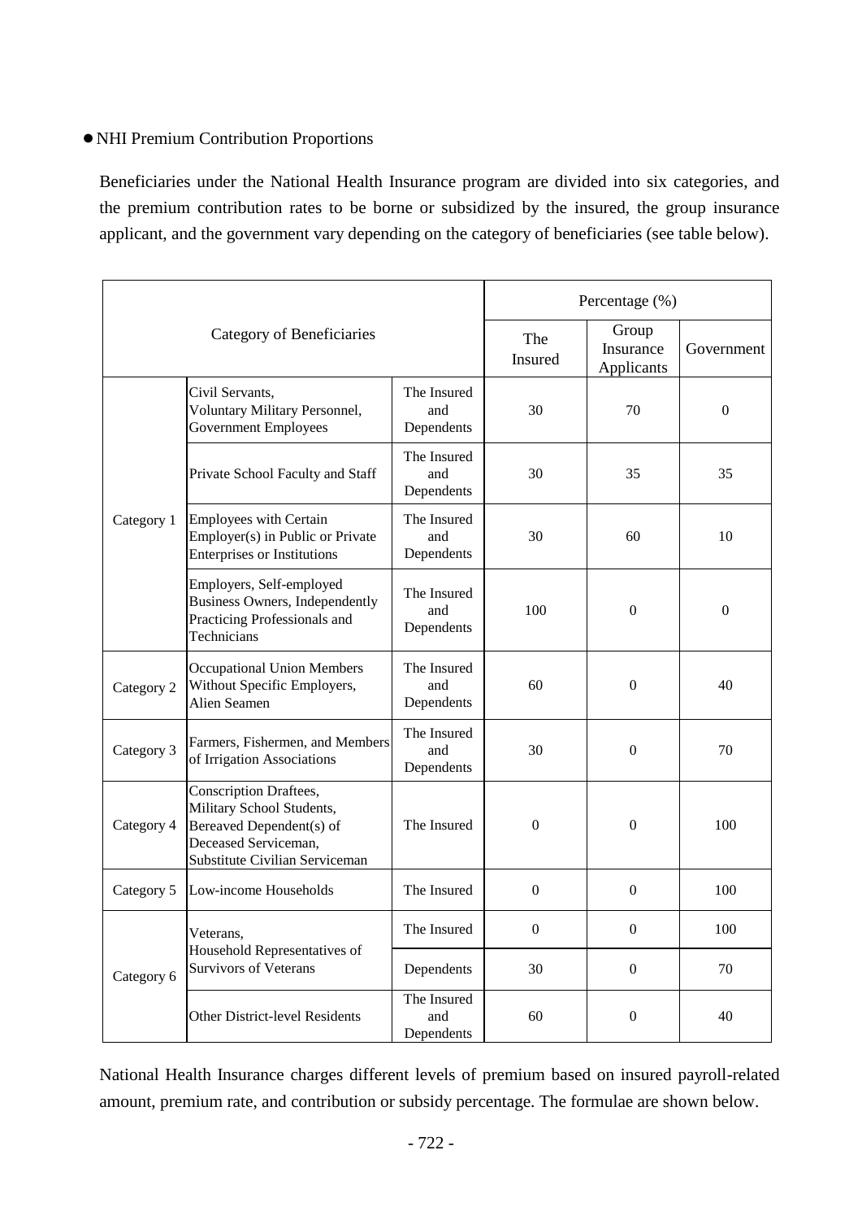● NHI Premium Contribution Proportions

Beneficiaries under the National Health Insurance program are divided into six categories, and the premium contribution rates to be borne or subsidized by the insured, the group insurance applicant, and the government vary depending on the category of beneficiaries (see table below).

| Category of Beneficiaries | | | Percentage (%) | | |
|---|---|---|---|---|---|
| | | | The Insured | Group Insurance Applicants | Government |
| Category 1 | Civil Servants, Voluntary Military Personnel, Government Employees | The Insured and Dependents | 30 | 70 | 0 |
| | Private School Faculty and Staff | The Insured and Dependents | 30 | 35 | 35 |
| | Employees with Certain Employer(s) in Public or Private Enterprises or Institutions | The Insured and Dependents | 30 | 60 | 10 |
| | Employers, Self-employed Business Owners, Independently Practicing Professionals and Technicians | The Insured and Dependents | 100 | 0 | 0 |
| Category 2 | Occupational Union Members Without Specific Employers, Alien Seamen | The Insured and Dependents | 60 | 0 | 40 |
| Category 3 | Farmers, Fishermen, and Members of Irrigation Associations | The Insured and Dependents | 30 | 0 | 70 |
| Category 4 | Conscription Draftees, Military School Students, Bereaved Dependent(s) of Deceased Serviceman, Substitute Civilian Serviceman | The Insured | 0 | 0 | 100 |
| Category 5 | Low-income Households | The Insured | 0 | 0 | 100 |
| Category 6 | Veterans, Household Representatives of Survivors of Veterans | The Insured | 0 | 0 | 100 |
| | | Dependents | 30 | 0 | 70 |
| | Other District-level Residents | The Insured and Dependents | 60 | 0 | 40 |

National Health Insurance charges different levels of premium based on insured payroll-related amount, premium rate, and contribution or subsidy percentage. The formulae are shown below.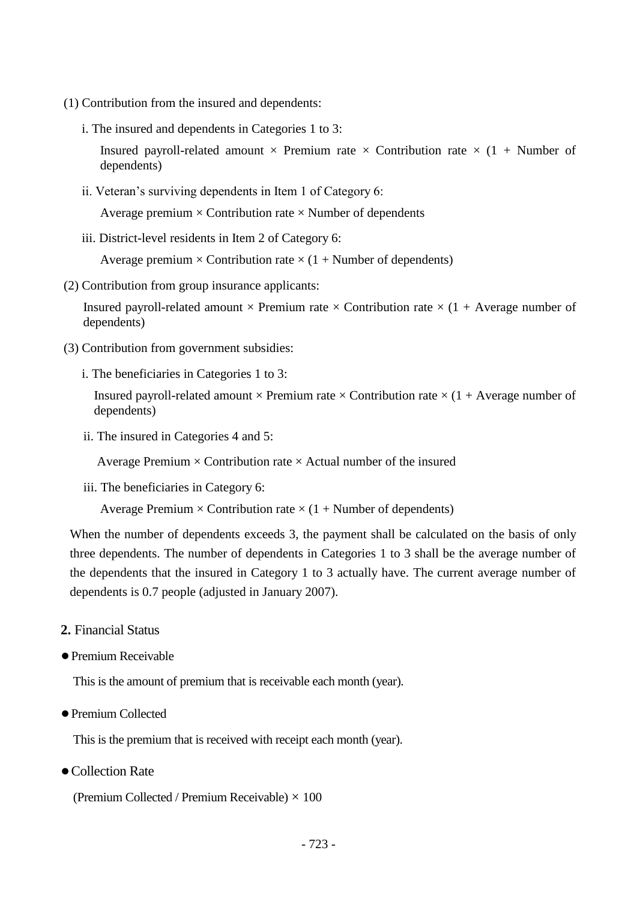(1) Contribution from the insured and dependents:

i. The insured and dependents in Categories 1 to 3:

Insured payroll-related amount × Premium rate × Contribution rate × (1 + Number of dependents)

ii. Veteran's surviving dependents in Item 1 of Category 6:

Average premium × Contribution rate × Number of dependents

iii. District-level residents in Item 2 of Category 6:

Average premium × Contribution rate × (1 + Number of dependents)

(2) Contribution from group insurance applicants:

Insured payroll-related amount × Premium rate × Contribution rate × (1 + Average number of dependents)

(3) Contribution from government subsidies:

i. The beneficiaries in Categories 1 to 3:

Insured payroll-related amount × Premium rate × Contribution rate × (1 + Average number of dependents)

ii. The insured in Categories 4 and 5:

Average Premium × Contribution rate × Actual number of the insured

iii. The beneficiaries in Category 6:

Average Premium × Contribution rate × (1 + Number of dependents)

When the number of dependents exceeds 3, the payment shall be calculated on the basis of only three dependents. The number of dependents in Categories 1 to 3 shall be the average number of the dependents that the insured in Category 1 to 3 actually have. The current average number of dependents is 0.7 people (adjusted in January 2007).

**2.** Financial Status

- Premium Receivable

  This is the amount of premium that is receivable each month (year).

- Premium Collected

  This is the premium that is received with receipt each month (year).

- Collection Rate

  (Premium Collected / Premium Receivable) × 100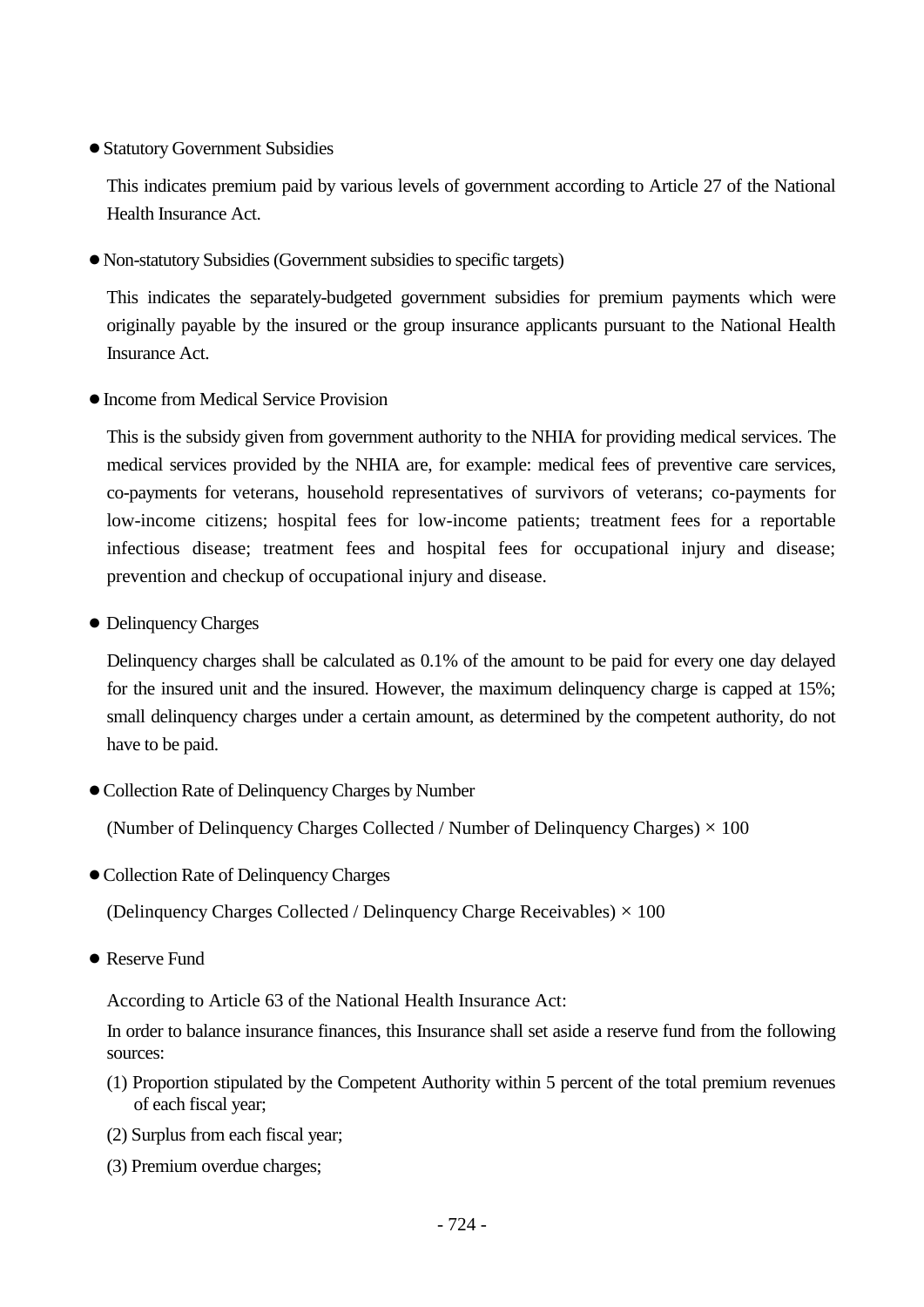● Statutory Government Subsidies

This indicates premium paid by various levels of government according to Article 27 of the National Health Insurance Act.

● Non-statutory Subsidies (Government subsidies to specific targets)

This indicates the separately-budgeted government subsidies for premium payments which were originally payable by the insured or the group insurance applicants pursuant to the National Health Insurance Act.

● Income from Medical Service Provision

This is the subsidy given from government authority to the NHIA for providing medical services. The medical services provided by the NHIA are, for example: medical fees of preventive care services, co-payments for veterans, household representatives of survivors of veterans; co-payments for low-income citizens; hospital fees for low-income patients; treatment fees for a reportable infectious disease; treatment fees and hospital fees for occupational injury and disease; prevention and checkup of occupational injury and disease.

● Delinquency Charges

Delinquency charges shall be calculated as 0.1% of the amount to be paid for every one day delayed for the insured unit and the insured. However, the maximum delinquency charge is capped at 15%; small delinquency charges under a certain amount, as determined by the competent authority, do not have to be paid.

● Collection Rate of Delinquency Charges by Number

(Number of Delinquency Charges Collected / Number of Delinquency Charges) × 100

● Collection Rate of Delinquency Charges

(Delinquency Charges Collected / Delinquency Charge Receivables) × 100

● Reserve Fund

According to Article 63 of the National Health Insurance Act:

In order to balance insurance finances, this Insurance shall set aside a reserve fund from the following sources:

(1) Proportion stipulated by the Competent Authority within 5 percent of the total premium revenues of each fiscal year;

(2) Surplus from each fiscal year;

(3) Premium overdue charges;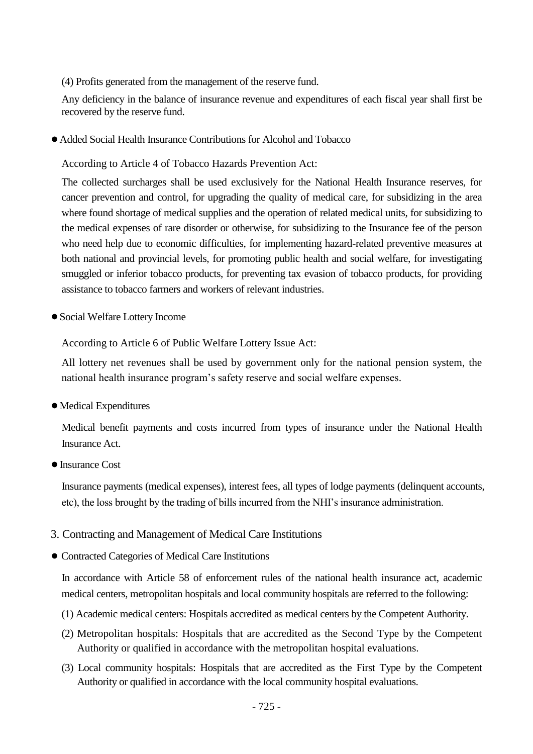(4) Profits generated from the management of the reserve fund.

Any deficiency in the balance of insurance revenue and expenditures of each fiscal year shall first be recovered by the reserve fund.

- Added Social Health Insurance Contributions for Alcohol and Tobacco

  According to Article 4 of Tobacco Hazards Prevention Act:

  The collected surcharges shall be used exclusively for the National Health Insurance reserves, for cancer prevention and control, for upgrading the quality of medical care, for subsidizing in the area where found shortage of medical supplies and the operation of related medical units, for subsidizing to the medical expenses of rare disorder or otherwise, for subsidizing to the Insurance fee of the person who need help due to economic difficulties, for implementing hazard-related preventive measures at both national and provincial levels, for promoting public health and social welfare, for investigating smuggled or inferior tobacco products, for preventing tax evasion of tobacco products, for providing assistance to tobacco farmers and workers of relevant industries.

- Social Welfare Lottery Income

  According to Article 6 of Public Welfare Lottery Issue Act:

  All lottery net revenues shall be used by government only for the national pension system, the national health insurance program's safety reserve and social welfare expenses.

- Medical Expenditures

  Medical benefit payments and costs incurred from types of insurance under the National Health Insurance Act.

- Insurance Cost

  Insurance payments (medical expenses), interest fees, all types of lodge payments (delinquent accounts, etc), the loss brought by the trading of bills incurred from the NHI's insurance administration.

## 3. Contracting and Management of Medical Care Institutions

- Contracted Categories of Medical Care Institutions

  In accordance with Article 58 of enforcement rules of the national health insurance act, academic medical centers, metropolitan hospitals and local community hospitals are referred to the following:

  (1) Academic medical centers: Hospitals accredited as medical centers by the Competent Authority.

  (2) Metropolitan hospitals: Hospitals that are accredited as the Second Type by the Competent Authority or qualified in accordance with the metropolitan hospital evaluations.

  (3) Local community hospitals: Hospitals that are accredited as the First Type by the Competent Authority or qualified in accordance with the local community hospital evaluations.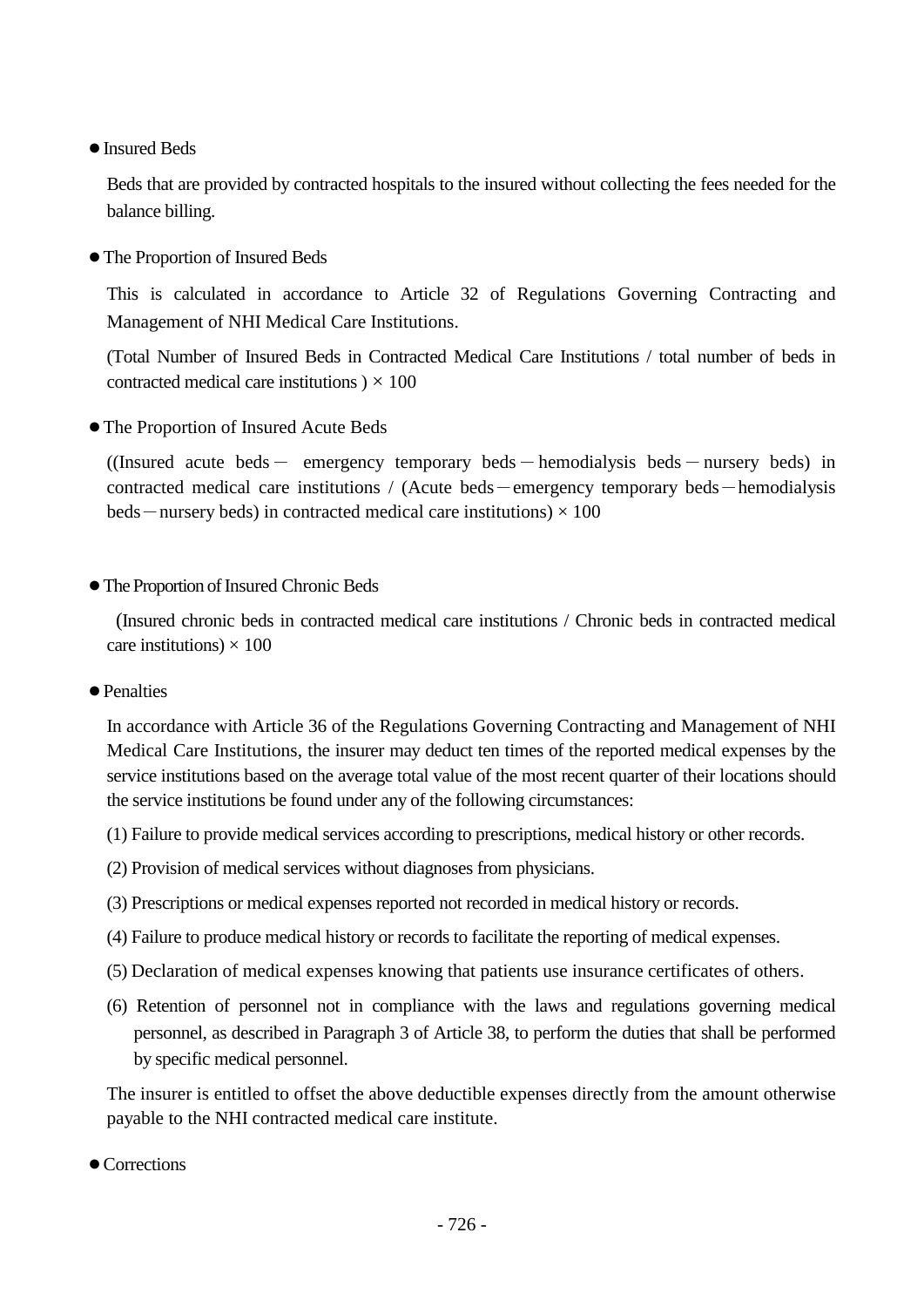- Insured Beds

  Beds that are provided by contracted hospitals to the insured without collecting the fees needed for the balance billing.

- The Proportion of Insured Beds

  This is calculated in accordance to Article 32 of Regulations Governing Contracting and Management of NHI Medical Care Institutions.

  (Total Number of Insured Beds in Contracted Medical Care Institutions / total number of beds in contracted medical care institutions ) × 100

- The Proportion of Insured Acute Beds

  ((Insured acute beds － emergency temporary beds－hemodialysis beds－nursery beds) in contracted medical care institutions / (Acute beds－emergency temporary beds－hemodialysis beds－nursery beds) in contracted medical care institutions) × 100

- The Proportion of Insured Chronic Beds

  (Insured chronic beds in contracted medical care institutions / Chronic beds in contracted medical care institutions) × 100

- Penalties

  In accordance with Article 36 of the Regulations Governing Contracting and Management of NHI Medical Care Institutions, the insurer may deduct ten times of the reported medical expenses by the service institutions based on the average total value of the most recent quarter of their locations should the service institutions be found under any of the following circumstances:

  (1) Failure to provide medical services according to prescriptions, medical history or other records.

  (2) Provision of medical services without diagnoses from physicians.

  (3) Prescriptions or medical expenses reported not recorded in medical history or records.

  (4) Failure to produce medical history or records to facilitate the reporting of medical expenses.

  (5) Declaration of medical expenses knowing that patients use insurance certificates of others.

  (6) Retention of personnel not in compliance with the laws and regulations governing medical personnel, as described in Paragraph 3 of Article 38, to perform the duties that shall be performed by specific medical personnel.

  The insurer is entitled to offset the above deductible expenses directly from the amount otherwise payable to the NHI contracted medical care institute.

- Corrections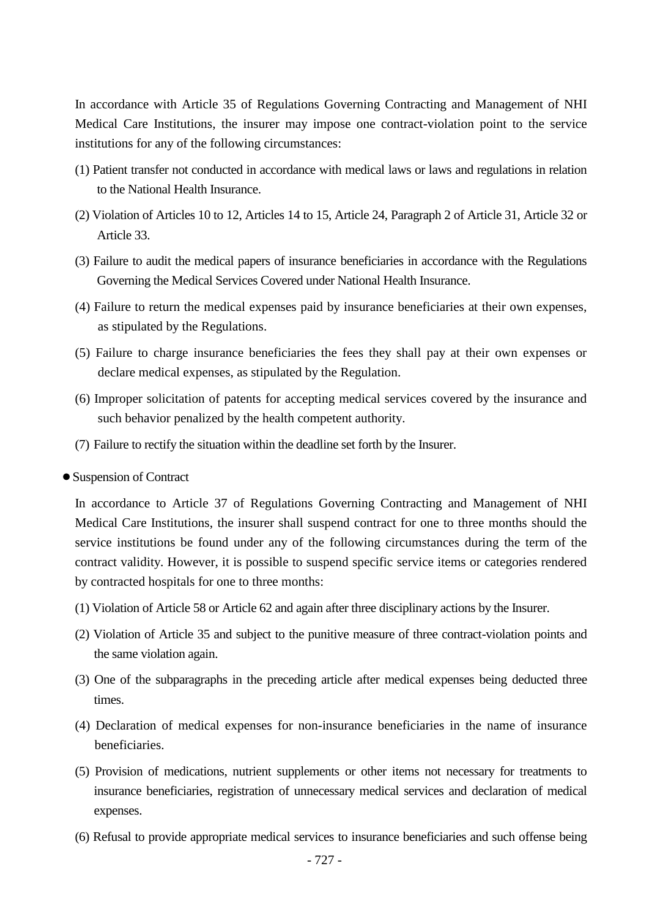In accordance with Article 35 of Regulations Governing Contracting and Management of NHI Medical Care Institutions, the insurer may impose one contract-violation point to the service institutions for any of the following circumstances:

(1) Patient transfer not conducted in accordance with medical laws or laws and regulations in relation to the National Health Insurance.

(2) Violation of Articles 10 to 12, Articles 14 to 15, Article 24, Paragraph 2 of Article 31, Article 32 or Article 33.

(3) Failure to audit the medical papers of insurance beneficiaries in accordance with the Regulations Governing the Medical Services Covered under National Health Insurance.

(4) Failure to return the medical expenses paid by insurance beneficiaries at their own expenses, as stipulated by the Regulations.

(5) Failure to charge insurance beneficiaries the fees they shall pay at their own expenses or declare medical expenses, as stipulated by the Regulation.

(6) Improper solicitation of patents for accepting medical services covered by the insurance and such behavior penalized by the health competent authority.

(7) Failure to rectify the situation within the deadline set forth by the Insurer.

- Suspension of Contract

In accordance to Article 37 of Regulations Governing Contracting and Management of NHI Medical Care Institutions, the insurer shall suspend contract for one to three months should the service institutions be found under any of the following circumstances during the term of the contract validity. However, it is possible to suspend specific service items or categories rendered by contracted hospitals for one to three months:

(1) Violation of Article 58 or Article 62 and again after three disciplinary actions by the Insurer.

(2) Violation of Article 35 and subject to the punitive measure of three contract-violation points and the same violation again.

(3) One of the subparagraphs in the preceding article after medical expenses being deducted three times.

(4) Declaration of medical expenses for non-insurance beneficiaries in the name of insurance beneficiaries.

(5) Provision of medications, nutrient supplements or other items not necessary for treatments to insurance beneficiaries, registration of unnecessary medical services and declaration of medical expenses.

(6) Refusal to provide appropriate medical services to insurance beneficiaries and such offense being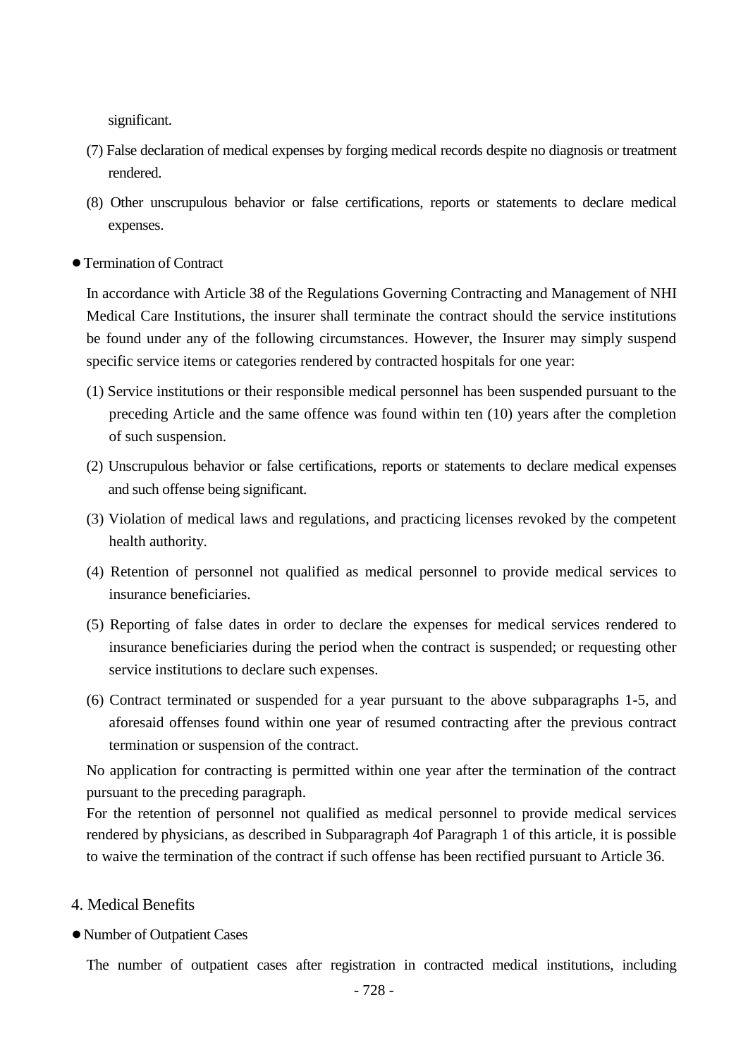significant.

(7) False declaration of medical expenses by forging medical records despite no diagnosis or treatment rendered.

(8) Other unscrupulous behavior or false certifications, reports or statements to declare medical expenses.

● Termination of Contract

In accordance with Article 38 of the Regulations Governing Contracting and Management of NHI Medical Care Institutions, the insurer shall terminate the contract should the service institutions be found under any of the following circumstances. However, the Insurer may simply suspend specific service items or categories rendered by contracted hospitals for one year:

(1) Service institutions or their responsible medical personnel has been suspended pursuant to the preceding Article and the same offence was found within ten (10) years after the completion of such suspension.

(2) Unscrupulous behavior or false certifications, reports or statements to declare medical expenses and such offense being significant.

(3) Violation of medical laws and regulations, and practicing licenses revoked by the competent health authority.

(4) Retention of personnel not qualified as medical personnel to provide medical services to insurance beneficiaries.

(5) Reporting of false dates in order to declare the expenses for medical services rendered to insurance beneficiaries during the period when the contract is suspended; or requesting other service institutions to declare such expenses.

(6) Contract terminated or suspended for a year pursuant to the above subparagraphs 1-5, and aforesaid offenses found within one year of resumed contracting after the previous contract termination or suspension of the contract.

No application for contracting is permitted within one year after the termination of the contract pursuant to the preceding paragraph.

For the retention of personnel not qualified as medical personnel to provide medical services rendered by physicians, as described in Subparagraph 4of Paragraph 1 of this article, it is possible to waive the termination of the contract if such offense has been rectified pursuant to Article 36.

## 4. Medical Benefits

● Number of Outpatient Cases

The number of outpatient cases after registration in contracted medical institutions, including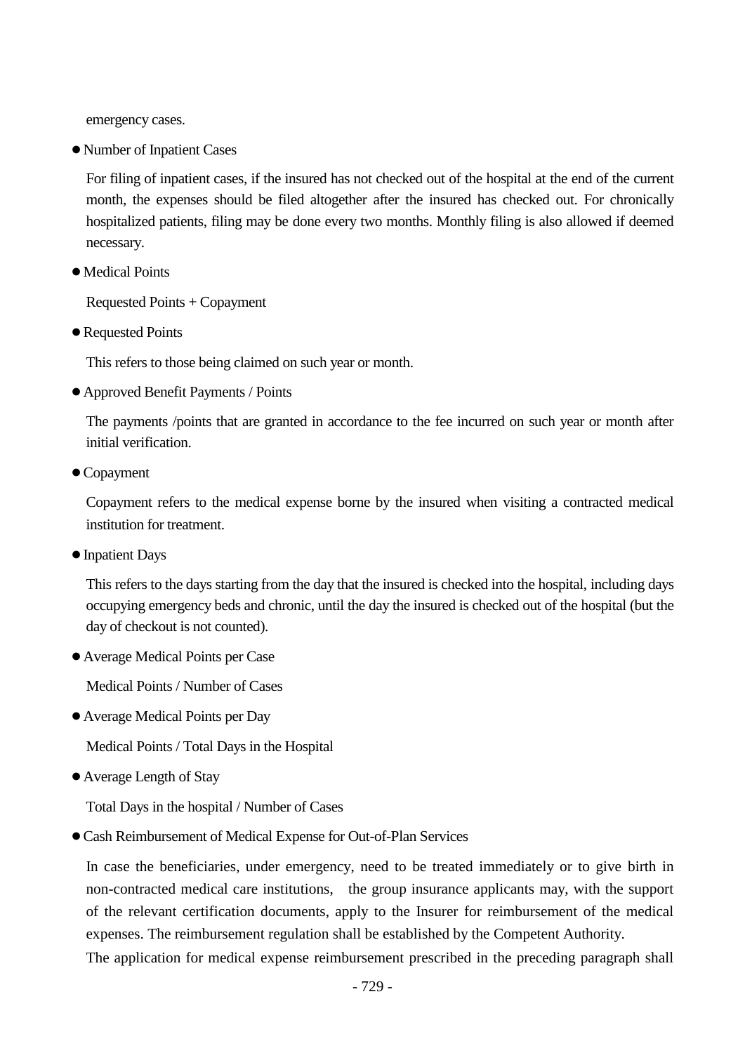emergency cases.

- Number of Inpatient Cases

  For filing of inpatient cases, if the insured has not checked out of the hospital at the end of the current month, the expenses should be filed altogether after the insured has checked out. For chronically hospitalized patients, filing may be done every two months. Monthly filing is also allowed if deemed necessary.

- Medical Points

  Requested Points + Copayment

- Requested Points

  This refers to those being claimed on such year or month.

- Approved Benefit Payments / Points

  The payments /points that are granted in accordance to the fee incurred on such year or month after initial verification.

- Copayment

  Copayment refers to the medical expense borne by the insured when visiting a contracted medical institution for treatment.

- Inpatient Days

  This refers to the days starting from the day that the insured is checked into the hospital, including days occupying emergency beds and chronic, until the day the insured is checked out of the hospital (but the day of checkout is not counted).

- Average Medical Points per Case

  Medical Points / Number of Cases

- Average Medical Points per Day

  Medical Points / Total Days in the Hospital

- Average Length of Stay

  Total Days in the hospital / Number of Cases

- Cash Reimbursement of Medical Expense for Out-of-Plan Services

  In case the beneficiaries, under emergency, need to be treated immediately or to give birth in non-contracted medical care institutions, the group insurance applicants may, with the support of the relevant certification documents, apply to the Insurer for reimbursement of the medical expenses. The reimbursement regulation shall be established by the Competent Authority.

  The application for medical expense reimbursement prescribed in the preceding paragraph shall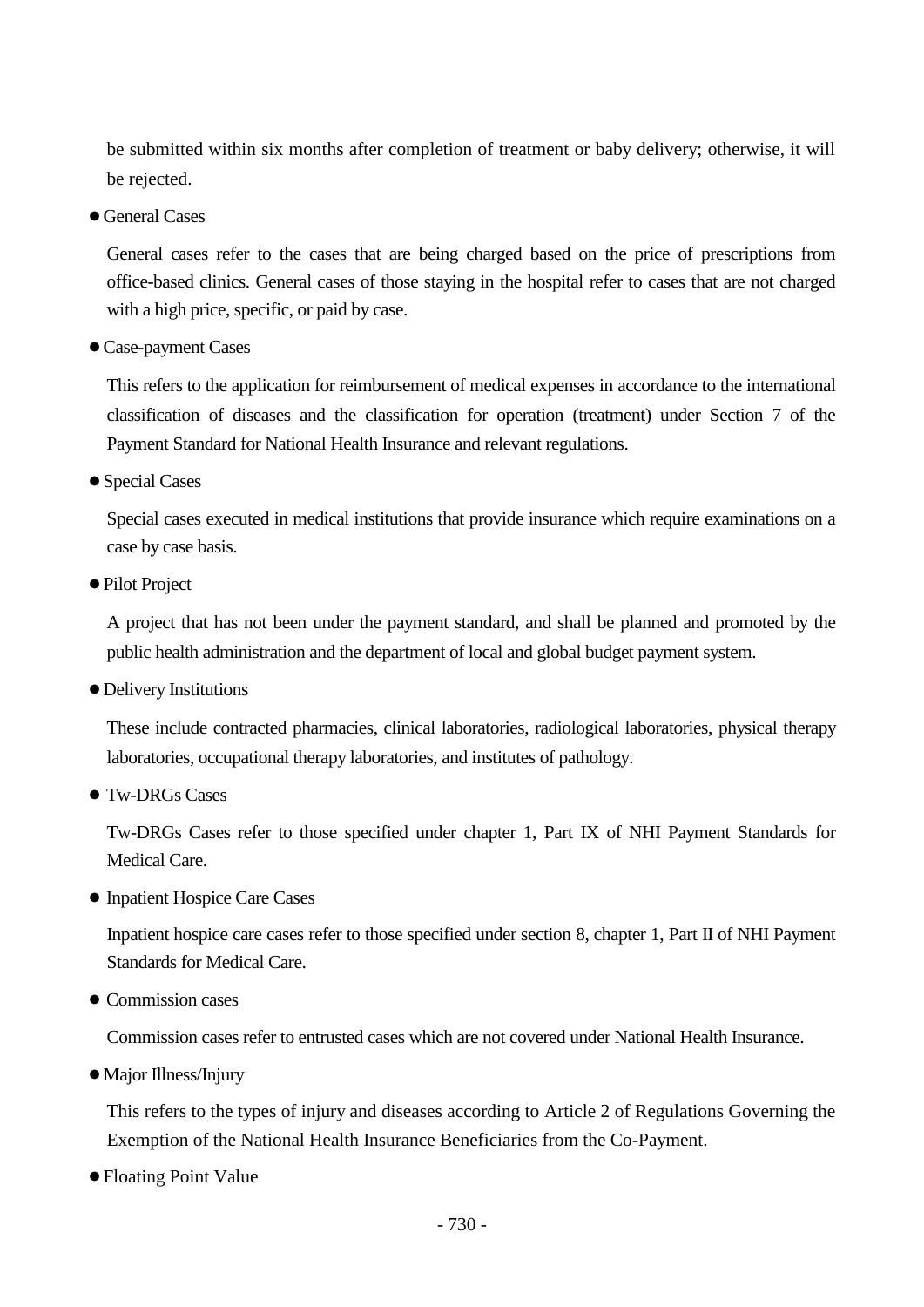be submitted within six months after completion of treatment or baby delivery; otherwise, it will be rejected.

- General Cases

  General cases refer to the cases that are being charged based on the price of prescriptions from office-based clinics. General cases of those staying in the hospital refer to cases that are not charged with a high price, specific, or paid by case.

- Case-payment Cases

  This refers to the application for reimbursement of medical expenses in accordance to the international classification of diseases and the classification for operation (treatment) under Section 7 of the Payment Standard for National Health Insurance and relevant regulations.

- Special Cases

  Special cases executed in medical institutions that provide insurance which require examinations on a case by case basis.

- Pilot Project

  A project that has not been under the payment standard, and shall be planned and promoted by the public health administration and the department of local and global budget payment system.

- Delivery Institutions

  These include contracted pharmacies, clinical laboratories, radiological laboratories, physical therapy laboratories, occupational therapy laboratories, and institutes of pathology.

- Tw-DRGs Cases

  Tw-DRGs Cases refer to those specified under chapter 1, Part IX of NHI Payment Standards for Medical Care.

- Inpatient Hospice Care Cases

  Inpatient hospice care cases refer to those specified under section 8, chapter 1, Part II of NHI Payment Standards for Medical Care.

- Commission cases

  Commission cases refer to entrusted cases which are not covered under National Health Insurance.

- Major Illness/Injury

  This refers to the types of injury and diseases according to Article 2 of Regulations Governing the Exemption of the National Health Insurance Beneficiaries from the Co-Payment.

- Floating Point Value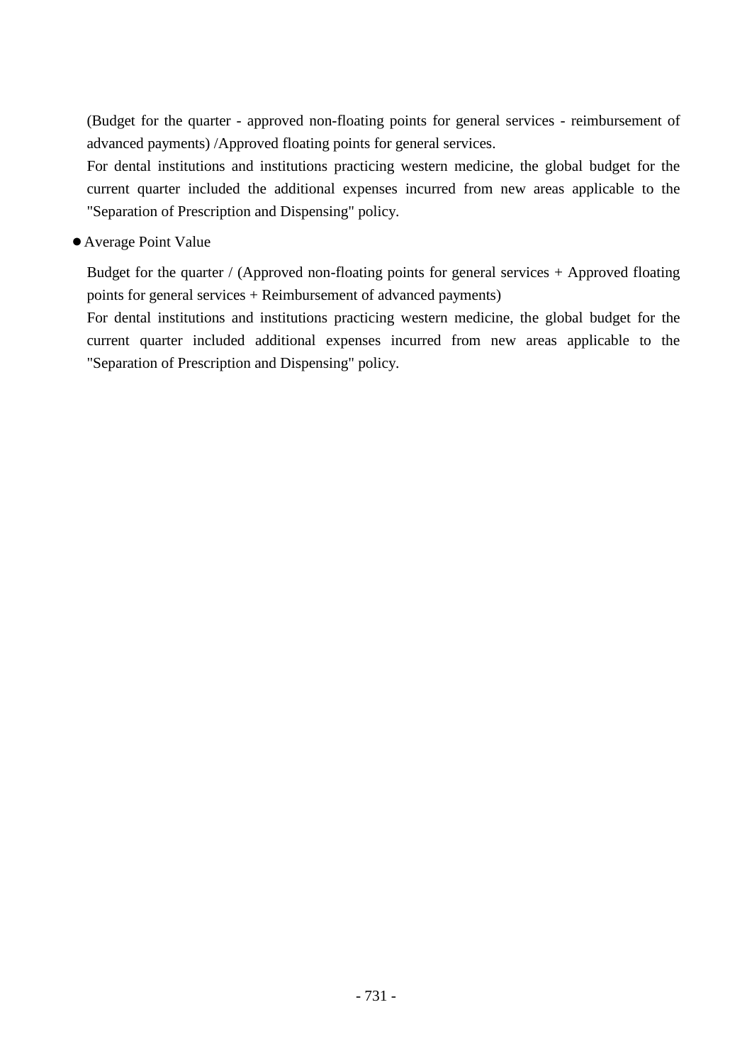(Budget for the quarter - approved non-floating points for general services - reimbursement of advanced payments) /Approved floating points for general services.

For dental institutions and institutions practicing western medicine, the global budget for the current quarter included the additional expenses incurred from new areas applicable to the "Separation of Prescription and Dispensing" policy.

- Average Point Value

Budget for the quarter / (Approved non-floating points for general services + Approved floating points for general services + Reimbursement of advanced payments)

For dental institutions and institutions practicing western medicine, the global budget for the current quarter included additional expenses incurred from new areas applicable to the "Separation of Prescription and Dispensing" policy.